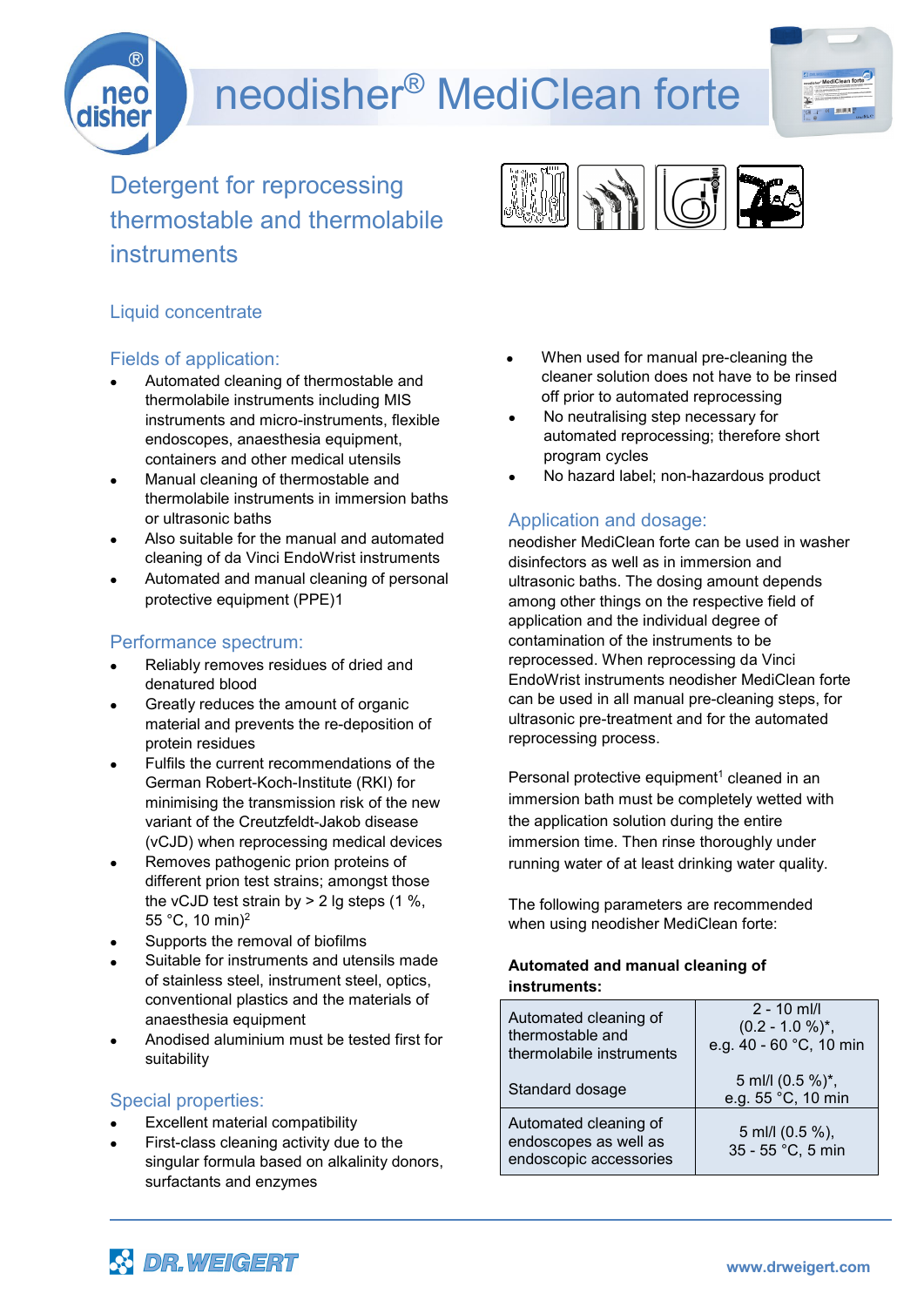# neodisher® MediClean forte

## Detergent for reprocessing thermostable and thermolabile instruments

Liquid concentrate

### Fields of application:

- Automated cleaning of thermostable and thermolabile instruments including MIS instruments and micro-instruments, flexible endoscopes, anaesthesia equipment, containers and other medical utensils
- Manual cleaning of thermostable and thermolabile instruments in immersion baths or ultrasonic baths
- Also suitable for the manual and automated cleaning of da Vinci EndoWrist instruments
- Automated and manual cleaning of personal protective equipment (PPE)1

### Performance spectrum:

- Reliably removes residues of dried and denatured blood
- Greatly reduces the amount of organic material and prevents the re-deposition of protein residues
- Fulfils the current recommendations of the German Robert-Koch-Institute (RKI) for minimising the transmission risk of the new variant of the Creutzfeldt-Jakob disease (vCJD) when reprocessing medical devices
- Removes pathogenic prion proteins of different prion test strains; amongst those the vCJD test strain by > 2 lg steps (1 %, 55 °C, 10 min)[2]
- Supports the removal of biofilms
- Suitable for instruments and utensils made of stainless steel, instrument steel, optics, conventional plastics and the materials of anaesthesia equipment
- Anodised aluminium must be tested first for suitability

### Special properties:

- Excellent material compatibility
- First-class cleaning activity due to the singular formula based on alkalinity donors, surfactants and enzymes
- When used for manual pre-cleaning the cleaner solution does not have to be rinsed off prior to automated reprocessing
- No neutralising step necessary for automated reprocessing; therefore short program cycles
- No hazard label; non-hazardous product

### Application and dosage:

neodisher MediClean forte can be used in washer disinfectors as well as in immersion and ultrasonic baths. The dosing amount depends among other things on the respective field of application and the individual degree of contamination of the instruments to be reprocessed. When reprocessing da Vinci EndoWrist instruments neodisher MediClean forte can be used in all manual pre-cleaning steps, for ultrasonic pre-treatment and for the automated reprocessing process.

Personal protective equipment[1] cleaned in an immersion bath must be completely wetted with the application solution during the entire immersion time. Then rinse thoroughly under running water of at least drinking water quality.

The following parameters are recommended when using neodisher MediClean forte:

**Automated and manual cleaning of instruments:**

| | |
|---|---|
| Automated cleaning of thermostable and thermolabile instruments | 2 - 10 ml/l (0.2 - 1.0 %)*, e.g. 40 - 60 °C, 10 min |
| Standard dosage | 5 ml/l (0.5 %)*, e.g. 55 °C, 10 min |
| Automated cleaning of endoscopes as well as endoscopic accessories | 5 ml/l (0.5 %), 35 - 55 °C, 5 min |

DR. WEIGERT

www.drweigert.com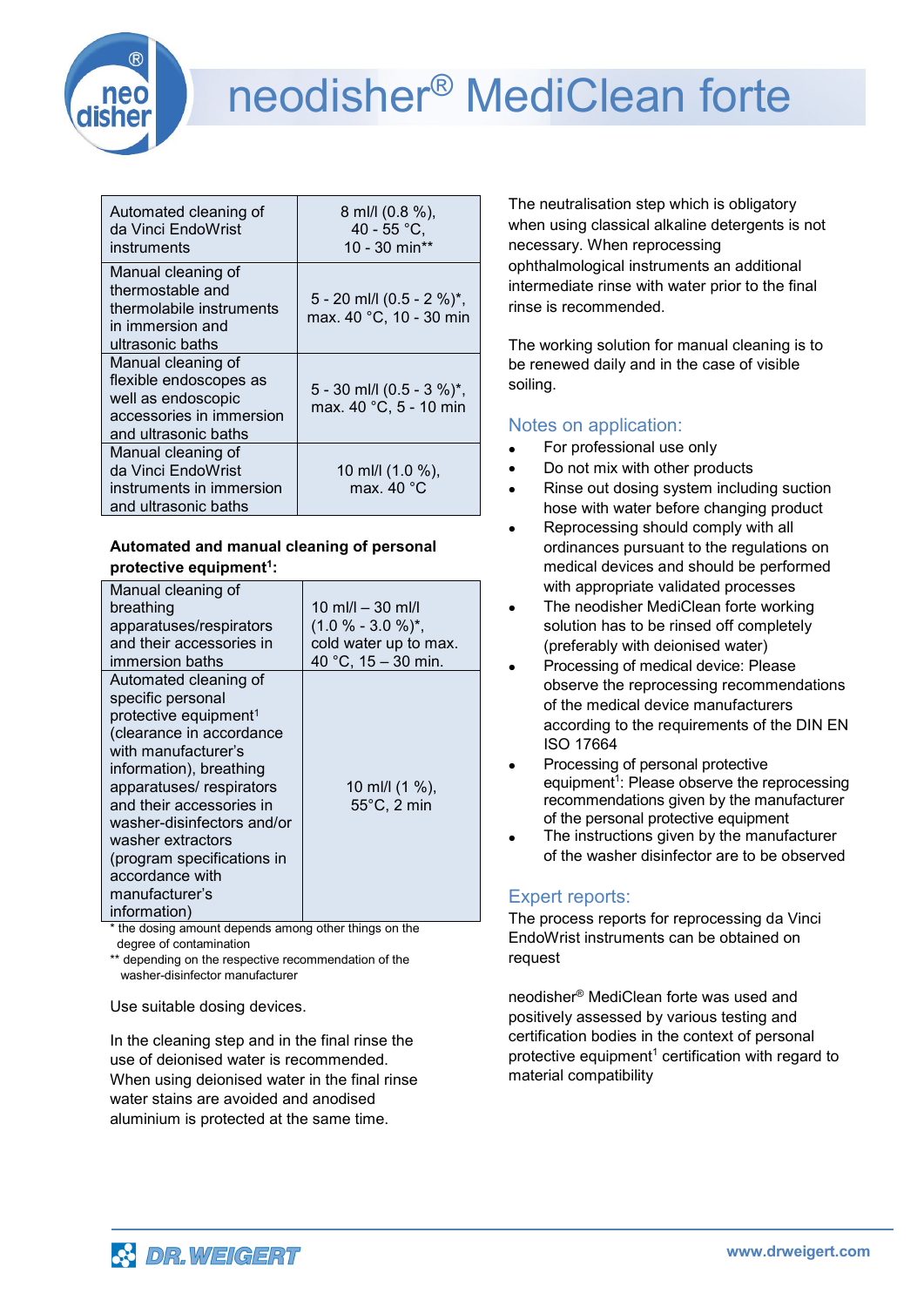# neodisher® MediClean forte

| Application | Dosage |
|---|---|
| Automated cleaning of da Vinci EndoWrist instruments | 8 ml/l (0.8 %), 40 - 55 °C, 10 - 30 min** |
| Manual cleaning of thermostable and thermolabile instruments in immersion and ultrasonic baths | 5 - 20 ml/l (0.5 - 2 %)*, max. 40 °C, 10 - 30 min |
| Manual cleaning of flexible endoscopes as well as endoscopic accessories in immersion and ultrasonic baths | 5 - 30 ml/l (0.5 - 3 %)*, max. 40 °C, 5 - 10 min |
| Manual cleaning of da Vinci EndoWrist instruments in immersion and ultrasonic baths | 10 ml/l (1.0 %), max. 40 °C |

**Automated and manual cleaning of personal protective equipment[1]:**

| Application | Dosage |
|---|---|
| Manual cleaning of breathing apparatuses/respirators and their accessories in immersion baths | 10 ml/l – 30 ml/l (1.0 % - 3.0 %)*, cold water up to max. 40 °C, 15 – 30 min. |
| Automated cleaning of specific personal protective equipment[1] (clearance in accordance with manufacturer's information), breathing apparatuses/ respirators and their accessories in washer-disinfectors and/or washer extractors (program specifications in accordance with manufacturer's information) | 10 ml/l (1 %), 55°C, 2 min |

\* the dosing amount depends among other things on the degree of contamination

\** depending on the respective recommendation of the washer-disinfector manufacturer

Use suitable dosing devices.

In the cleaning step and in the final rinse the use of deionised water is recommended. When using deionised water in the final rinse water stains are avoided and anodised aluminium is protected at the same time.

The neutralisation step which is obligatory when using classical alkaline detergents is not necessary. When reprocessing ophthalmological instruments an additional intermediate rinse with water prior to the final rinse is recommended.

The working solution for manual cleaning is to be renewed daily and in the case of visible soiling.

## Notes on application:

- For professional use only
- Do not mix with other products
- Rinse out dosing system including suction hose with water before changing product
- Reprocessing should comply with all ordinances pursuant to the regulations on medical devices and should be performed with appropriate validated processes
- The neodisher MediClean forte working solution has to be rinsed off completely (preferably with deionised water)
- Processing of medical device: Please observe the reprocessing recommendations of the medical device manufacturers according to the requirements of the DIN EN ISO 17664
- Processing of personal protective equipment[1]: Please observe the reprocessing recommendations given by the manufacturer of the personal protective equipment
- The instructions given by the manufacturer of the washer disinfector are to be observed

## Expert reports:

The process reports for reprocessing da Vinci EndoWrist instruments can be obtained on request

neodisher® MediClean forte was used and positively assessed by various testing and certification bodies in the context of personal protective equipment[1] certification with regard to material compatibility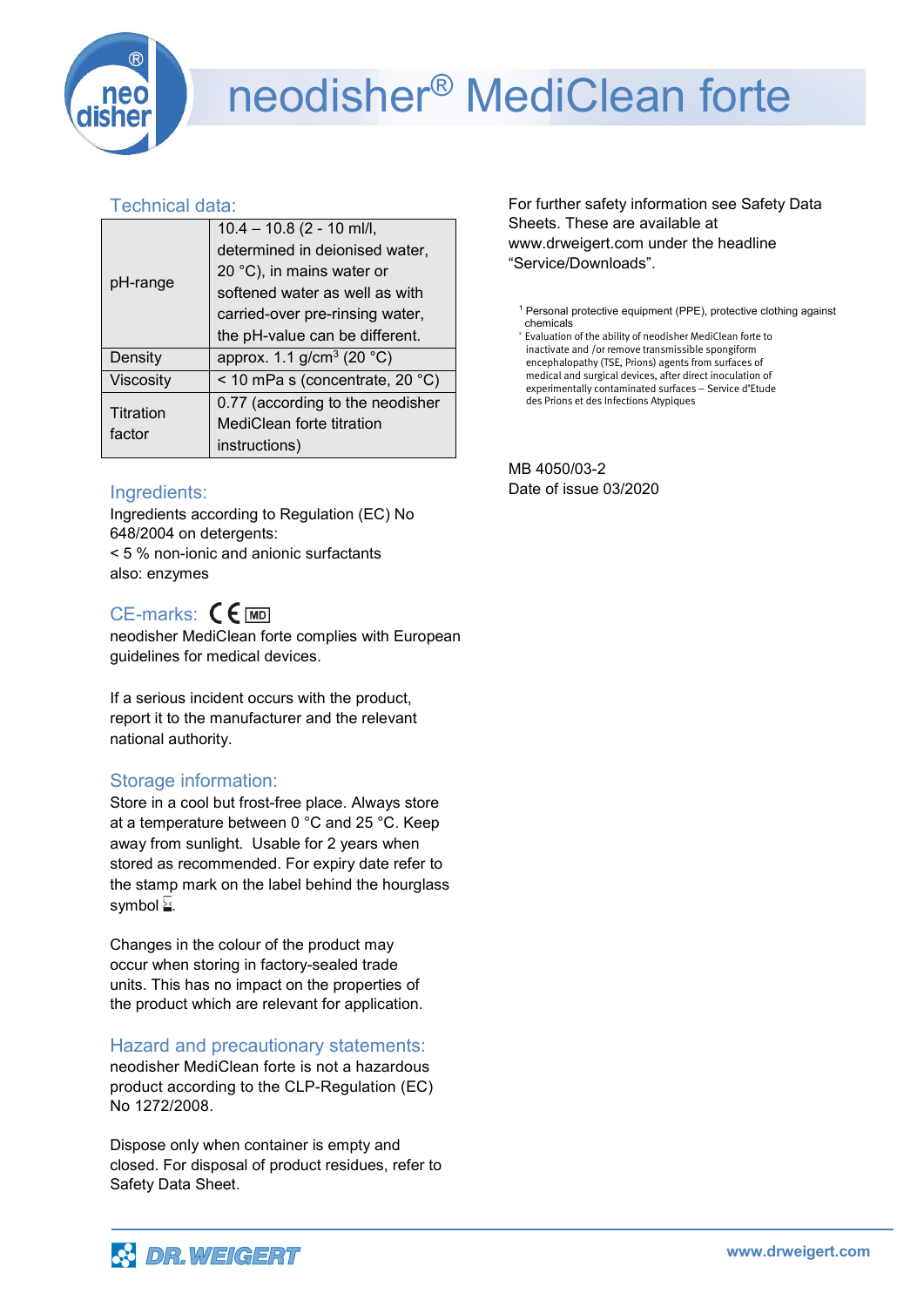# neodisher® MediClean forte

## Technical data:

| | |
|---|---|
| pH-range | 10.4 – 10.8 (2 - 10 ml/l, determined in deionised water, 20 °C), in mains water or softened water as well as with carried-over pre-rinsing water, the pH-value can be different. |
| Density | approx. 1.1 g/cm$^3$ (20 °C) |
| Viscosity | < 10 mPa s (concentrate, 20 °C) |
| Titration factor | 0.77 (according to the neodisher MediClean forte titration instructions) |

## Ingredients:

Ingredients according to Regulation (EC) No 648/2004 on detergents:
< 5 % non-ionic and anionic surfactants
also: enzymes

## CE-marks: CE MD

neodisher MediClean forte complies with European guidelines for medical devices.

If a serious incident occurs with the product, report it to the manufacturer and the relevant national authority.

## Storage information:

Store in a cool but frost-free place. Always store at a temperature between 0 °C and 25 °C. Keep away from sunlight. Usable for 2 years when stored as recommended. For expiry date refer to the stamp mark on the label behind the hourglass symbol ⌛.

Changes in the colour of the product may occur when storing in factory-sealed trade units. This has no impact on the properties of the product which are relevant for application.

## Hazard and precautionary statements:

neodisher MediClean forte is not a hazardous product according to the CLP-Regulation (EC) No 1272/2008.

Dispose only when container is empty and closed. For disposal of product residues, refer to Safety Data Sheet.

For further safety information see Safety Data Sheets. These are available at www.drweigert.com under the headline “Service/Downloads”.

[1] Personal protective equipment (PPE), protective clothing against chemicals

[2] Evaluation of the ability of neodisher MediClean forte to inactivate and /or remove transmissible spongiform encephalopathy (TSE, Prions) agents from surfaces of medical and surgical devices, after direct inoculation of experimentally contaminated surfaces – Service d'Etude des Prions et des Infections Atypiques

MB 4050/03-2
Date of issue 03/2020